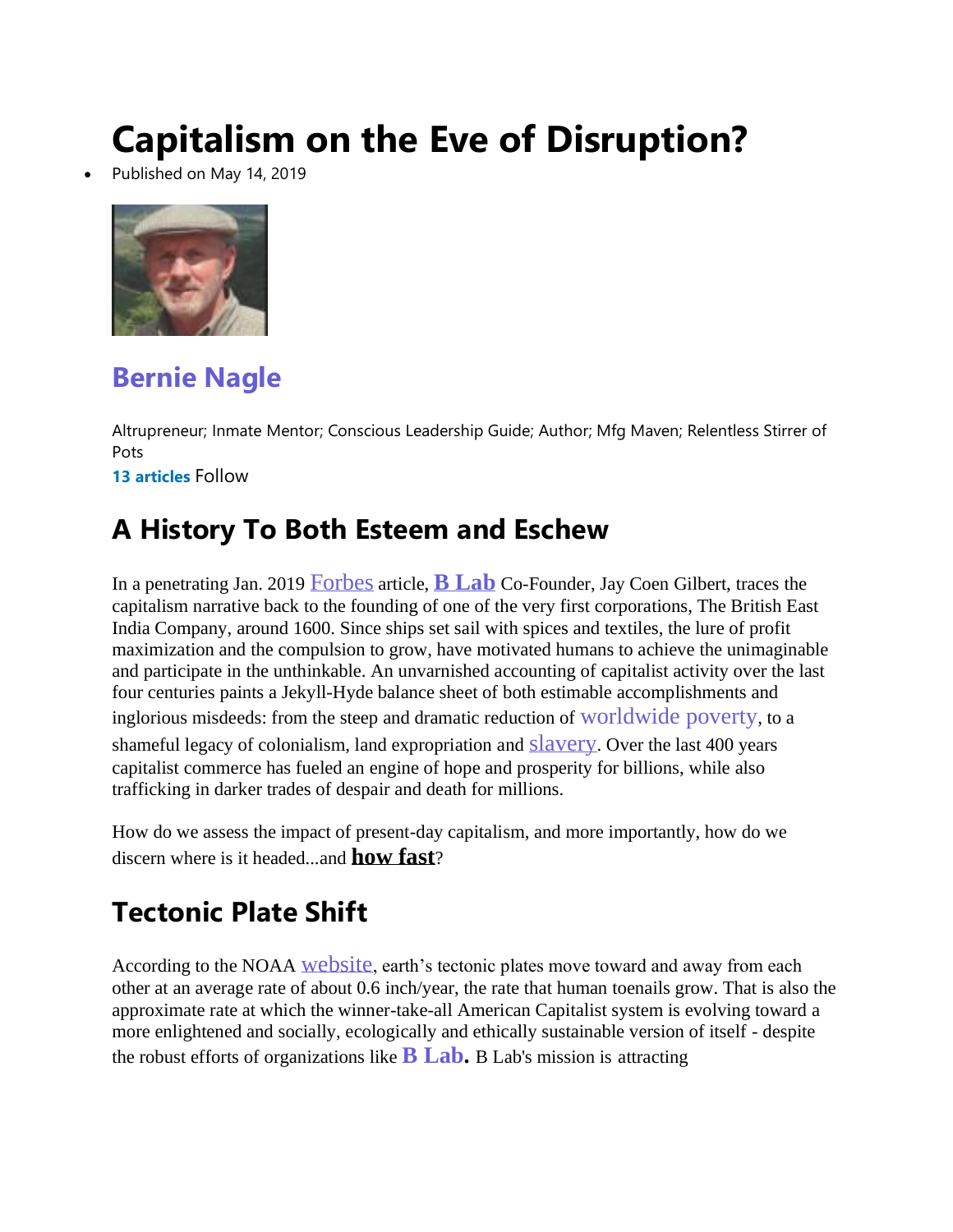# Capitalism on the Eve of Disruption?

- Published on May 14, 2019

## Bernie Nagle

Altrupreneur; Inmate Mentor; Conscious Leadership Guide; Author; Mfg Maven; Relentless Stirrer of Pots

**13 articles** Follow

## A History To Both Esteem and Eschew

In a penetrating Jan. 2019 Forbes article, **B Lab** Co-Founder, Jay Coen Gilbert, traces the capitalism narrative back to the founding of one of the very first corporations, The British East India Company, around 1600. Since ships set sail with spices and textiles, the lure of profit maximization and the compulsion to grow, have motivated humans to achieve the unimaginable and participate in the unthinkable. An unvarnished accounting of capitalist activity over the last four centuries paints a Jekyll-Hyde balance sheet of both estimable accomplishments and inglorious misdeeds: from the steep and dramatic reduction of worldwide poverty, to a shameful legacy of colonialism, land expropriation and slavery. Over the last 400 years capitalist commerce has fueled an engine of hope and prosperity for billions, while also trafficking in darker trades of despair and death for millions.

How do we assess the impact of present-day capitalism, and more importantly, how do we discern where is it headed...and **how fast**?

## Tectonic Plate Shift

According to the NOAA website, earth's tectonic plates move toward and away from each other at an average rate of about 0.6 inch/year, the rate that human toenails grow. That is also the approximate rate at which the winner-take-all American Capitalist system is evolving toward a more enlightened and socially, ecologically and ethically sustainable version of itself - despite the robust efforts of organizations like **B Lab.** B Lab's mission is attracting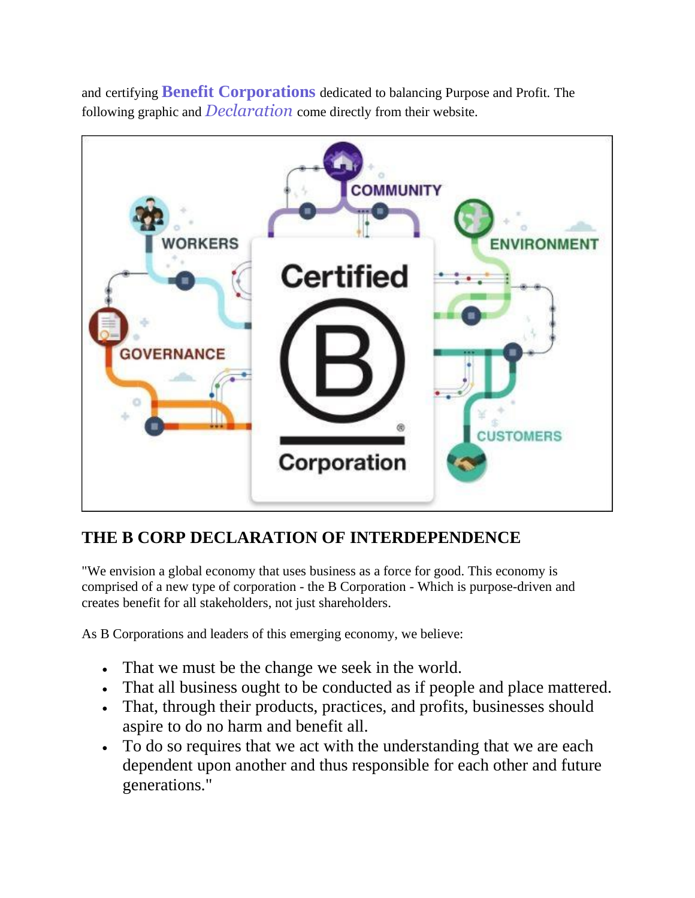and certifying **Benefit Corporations** dedicated to balancing Purpose and Profit. The following graphic and *Declaration* come directly from their website.

## THE B CORP DECLARATION OF INTERDEPENDENCE

"We envision a global economy that uses business as a force for good. This economy is comprised of a new type of corporation - the B Corporation - Which is purpose-driven and creates benefit for all stakeholders, not just shareholders.

As B Corporations and leaders of this emerging economy, we believe:

- That we must be the change we seek in the world.
- That all business ought to be conducted as if people and place mattered.
- That, through their products, practices, and profits, businesses should aspire to do no harm and benefit all.
- To do so requires that we act with the understanding that we are each dependent upon another and thus responsible for each other and future generations."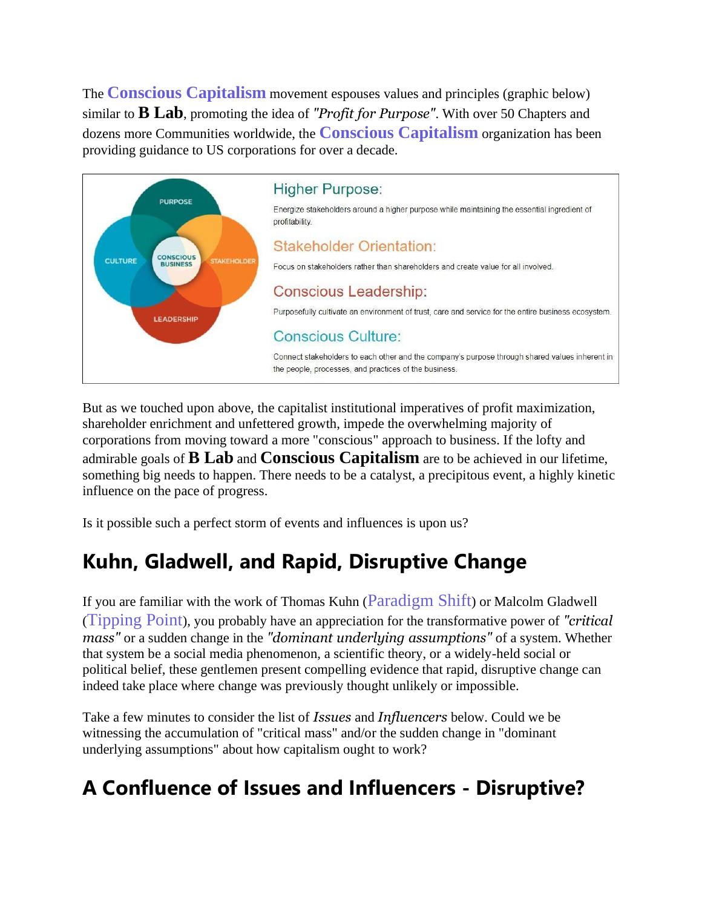The **Conscious Capitalism** movement espouses values and principles (graphic below) similar to **B Lab**, promoting the idea of *"Profit for Purpose"*. With over 50 Chapters and dozens more Communities worldwide, the **Conscious Capitalism** organization has been providing guidance to US corporations for over a decade.

PURPOSE
CULTURE
CONSCIOUS BUSINESS
STAKEHOLDER
LEADERSHIP

**Higher Purpose:**

Energize stakeholders around a higher purpose while maintaining the essential ingredient of profitability.

**Stakeholder Orientation:**

Focus on stakeholders rather than shareholders and create value for all involved.

**Conscious Leadership:**

Purposefully cultivate an environment of trust, care and service for the entire business ecosystem.

**Conscious Culture:**

Connect stakeholders to each other and the company's purpose through shared values inherent in the people, processes, and practices of the business.

But as we touched upon above, the capitalist institutional imperatives of profit maximization, shareholder enrichment and unfettered growth, impede the overwhelming majority of corporations from moving toward a more "conscious" approach to business. If the lofty and admirable goals of **B Lab** and **Conscious Capitalism** are to be achieved in our lifetime, something big needs to happen. There needs to be a catalyst, a precipitous event, a highly kinetic influence on the pace of progress.

Is it possible such a perfect storm of events and influences is upon us?

## Kuhn, Gladwell, and Rapid, Disruptive Change

If you are familiar with the work of Thomas Kuhn (Paradigm Shift) or Malcolm Gladwell (Tipping Point), you probably have an appreciation for the transformative power of *"critical mass"* or a sudden change in the *"dominant underlying assumptions"* of a system. Whether that system be a social media phenomenon, a scientific theory, or a widely-held social or political belief, these gentlemen present compelling evidence that rapid, disruptive change can indeed take place where change was previously thought unlikely or impossible.

Take a few minutes to consider the list of *Issues* and *Influencers* below. Could we be witnessing the accumulation of "critical mass" and/or the sudden change in "dominant underlying assumptions" about how capitalism ought to work?

## A Confluence of Issues and Influencers - Disruptive?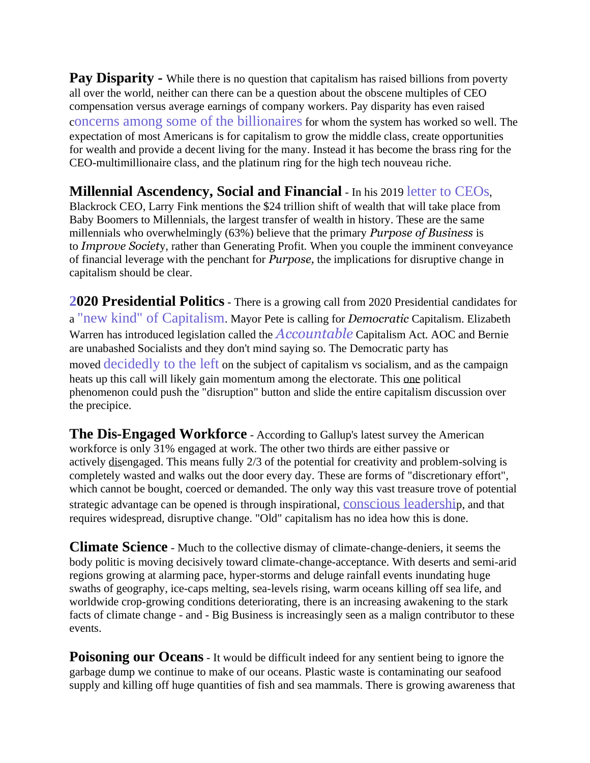**Pay Disparity -** While there is no question that capitalism has raised billions from poverty all over the world, neither can there can be a question about the obscene multiples of CEO compensation versus average earnings of company workers. Pay disparity has even raised concerns among some of the billionaires for whom the system has worked so well. The expectation of most Americans is for capitalism to grow the middle class, create opportunities for wealth and provide a decent living for the many. Instead it has become the brass ring for the CEO-multimillionaire class, and the platinum ring for the high tech nouveau riche.

**Millennial Ascendency, Social and Financial** - In his 2019 letter to CEOs, Blackrock CEO, Larry Fink mentions the $24 trillion shift of wealth that will take place from Baby Boomers to Millennials, the largest transfer of wealth in history. These are the same millennials who overwhelmingly (63%) believe that the primary *Purpose of Business* is to *Improve Society*, rather than Generating Profit. When you couple the imminent conveyance of financial leverage with the penchant for *Purpose,* the implications for disruptive change in capitalism should be clear.

**2020 Presidential Politics** - There is a growing call from 2020 Presidential candidates for a "new kind" of Capitalism. Mayor Pete is calling for *Democratic* Capitalism. Elizabeth Warren has introduced legislation called the *Accountable* Capitalism Act. AOC and Bernie are unabashed Socialists and they don't mind saying so. The Democratic party has moved decidedly to the left on the subject of capitalism vs socialism, and as the campaign heats up this call will likely gain momentum among the electorate. This one political phenomenon could push the "disruption" button and slide the entire capitalism discussion over the precipice.

**The Dis-Engaged Workforce** - According to Gallup's latest survey the American workforce is only 31% engaged at work. The other two thirds are either passive or actively disengaged. This means fully 2/3 of the potential for creativity and problem-solving is completely wasted and walks out the door every day. These are forms of "discretionary effort", which cannot be bought, coerced or demanded. The only way this vast treasure trove of potential strategic advantage can be opened is through inspirational, conscious leadership, and that requires widespread, disruptive change. "Old" capitalism has no idea how this is done.

**Climate Science** - Much to the collective dismay of climate-change-deniers, it seems the body politic is moving decisively toward climate-change-acceptance. With deserts and semi-arid regions growing at alarming pace, hyper-storms and deluge rainfall events inundating huge swaths of geography, ice-caps melting, sea-levels rising, warm oceans killing off sea life, and worldwide crop-growing conditions deteriorating, there is an increasing awakening to the stark facts of climate change - and - Big Business is increasingly seen as a malign contributor to these events.

**Poisoning our Oceans** - It would be difficult indeed for any sentient being to ignore the garbage dump we continue to make of our oceans. Plastic waste is contaminating our seafood supply and killing off huge quantities of fish and sea mammals. There is growing awareness that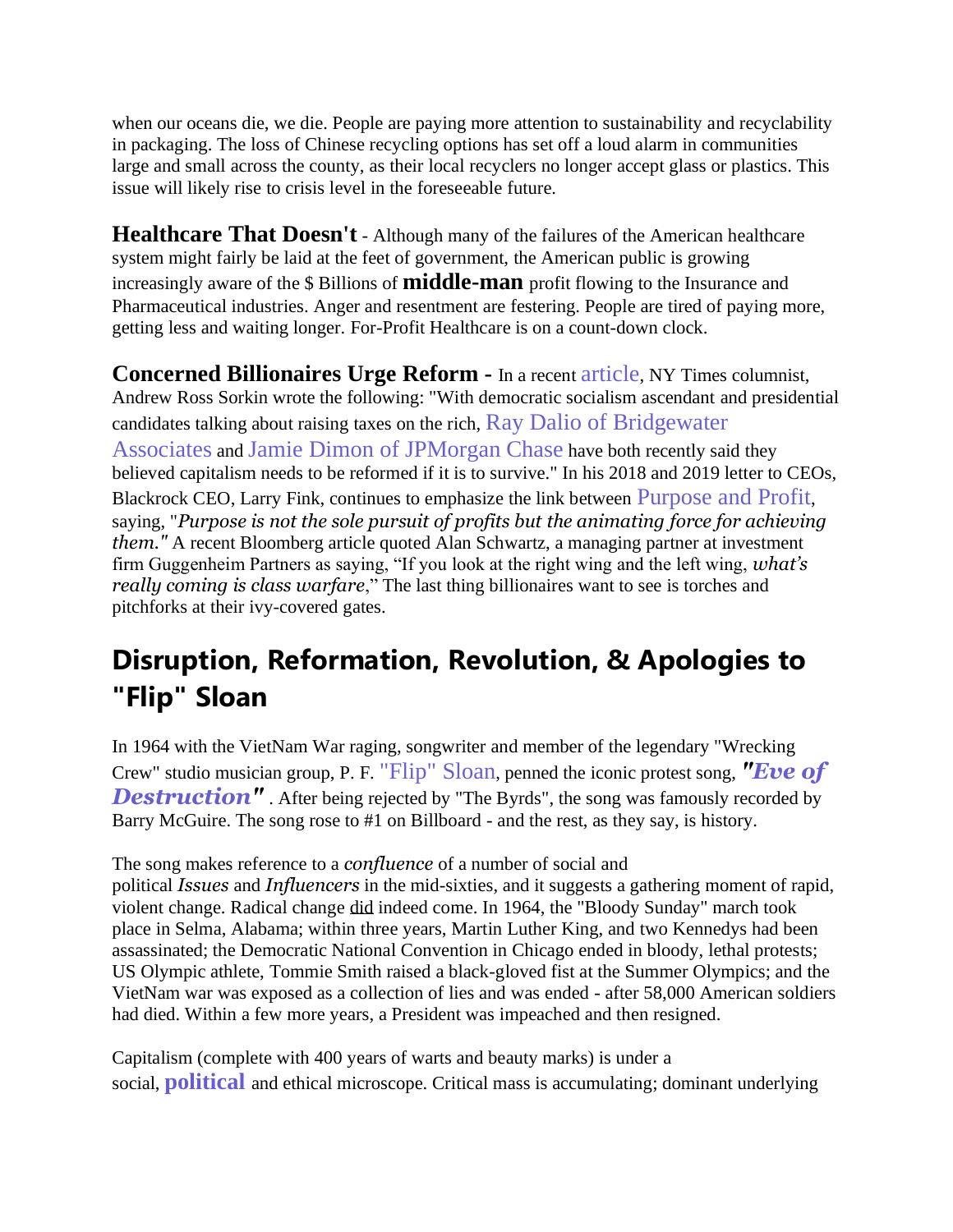when our oceans die, we die. People are paying more attention to sustainability and recyclability in packaging. The loss of Chinese recycling options has set off a loud alarm in communities large and small across the county, as their local recyclers no longer accept glass or plastics. This issue will likely rise to crisis level in the foreseeable future.

**Healthcare That Doesn't** - Although many of the failures of the American healthcare system might fairly be laid at the feet of government, the American public is growing increasingly aware of the $ Billions of **middle-man** profit flowing to the Insurance and Pharmaceutical industries. Anger and resentment are festering. People are tired of paying more, getting less and waiting longer. For-Profit Healthcare is on a count-down clock.

**Concerned Billionaires Urge Reform -** In a recent article, NY Times columnist, Andrew Ross Sorkin wrote the following: "With democratic socialism ascendant and presidential candidates talking about raising taxes on the rich, Ray Dalio of Bridgewater Associates and Jamie Dimon of JPMorgan Chase have both recently said they believed capitalism needs to be reformed if it is to survive." In his 2018 and 2019 letter to CEOs, Blackrock CEO, Larry Fink, continues to emphasize the link between Purpose and Profit, saying, "*Purpose is not the sole pursuit of profits but the animating force for achieving them."* A recent Bloomberg article quoted Alan Schwartz, a managing partner at investment firm Guggenheim Partners as saying, "If you look at the right wing and the left wing, *what's really coming is class warfare*," The last thing billionaires want to see is torches and pitchforks at their ivy-covered gates.

## Disruption, Reformation, Revolution, & Apologies to "Flip" Sloan

In 1964 with the VietNam War raging, songwriter and member of the legendary "Wrecking Crew" studio musician group, P. F. "Flip" Sloan, penned the iconic protest song, ***"Eve of Destruction"*** . After being rejected by "The Byrds", the song was famously recorded by Barry McGuire. The song rose to #1 on Billboard - and the rest, as they say, is history.

The song makes reference to a *confluence* of a number of social and political *Issues* and *Influencers* in the mid-sixties, and it suggests a gathering moment of rapid, violent change. Radical change did indeed come. In 1964, the "Bloody Sunday" march took place in Selma, Alabama; within three years, Martin Luther King, and two Kennedys had been assassinated; the Democratic National Convention in Chicago ended in bloody, lethal protests; US Olympic athlete, Tommie Smith raised a black-gloved fist at the Summer Olympics; and the VietNam war was exposed as a collection of lies and was ended - after 58,000 American soldiers had died. Within a few more years, a President was impeached and then resigned.

Capitalism (complete with 400 years of warts and beauty marks) is under a social, **political** and ethical microscope. Critical mass is accumulating; dominant underlying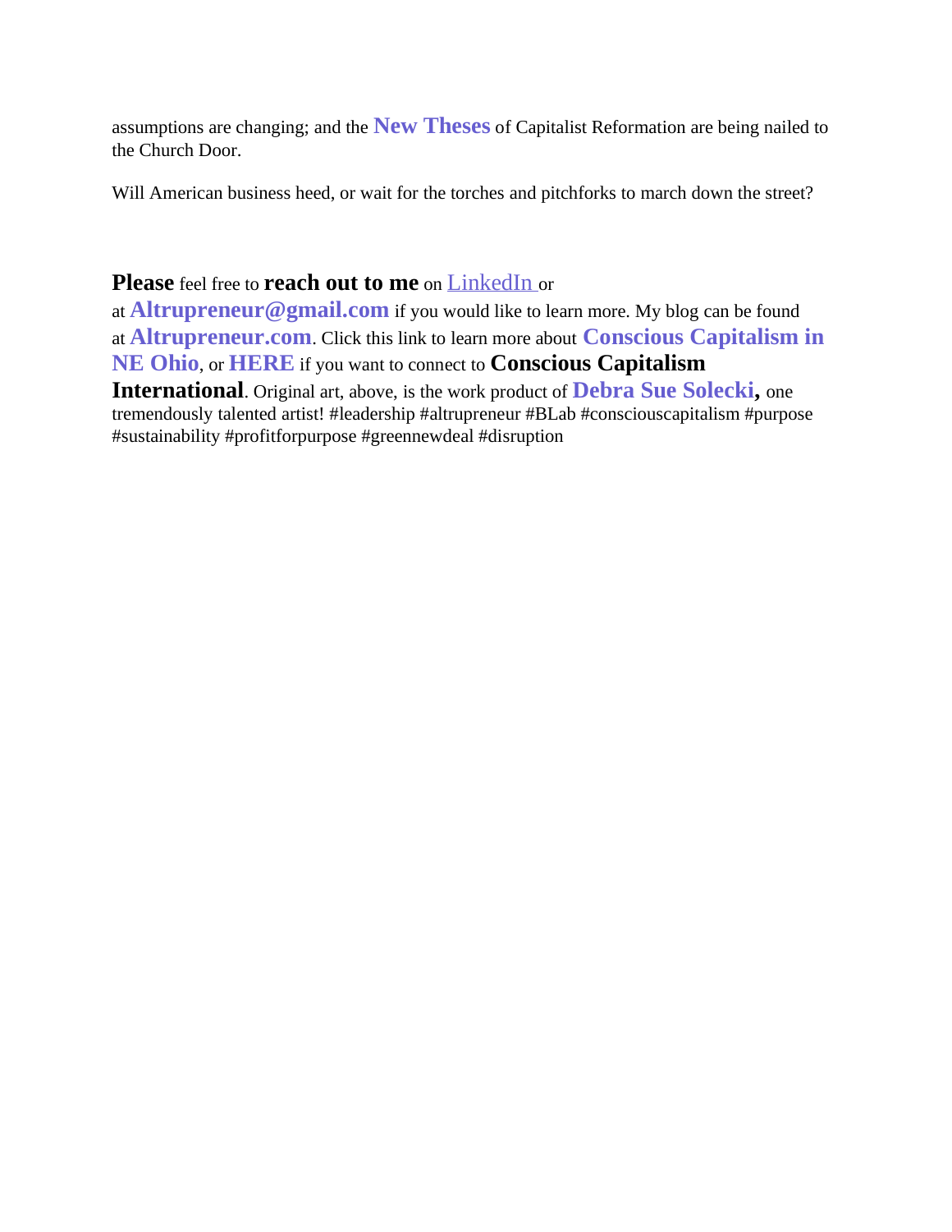assumptions are changing; and the **New Theses** of Capitalist Reformation are being nailed to the Church Door.

Will American business heed, or wait for the torches and pitchforks to march down the street?

**Please** feel free to **reach out to me** on LinkedIn or at **Altrupreneur@gmail.com** if you would like to learn more. My blog can be found at **Altrupreneur.com**. Click this link to learn more about **Conscious Capitalism in NE Ohio**, or **HERE** if you want to connect to **Conscious Capitalism International**. Original art, above, is the work product of **Debra Sue Solecki,** one tremendously talented artist! #leadership #altrupreneur #BLab #consciouscapitalism #purpose #sustainability #profitforpurpose #greennewdeal #disruption